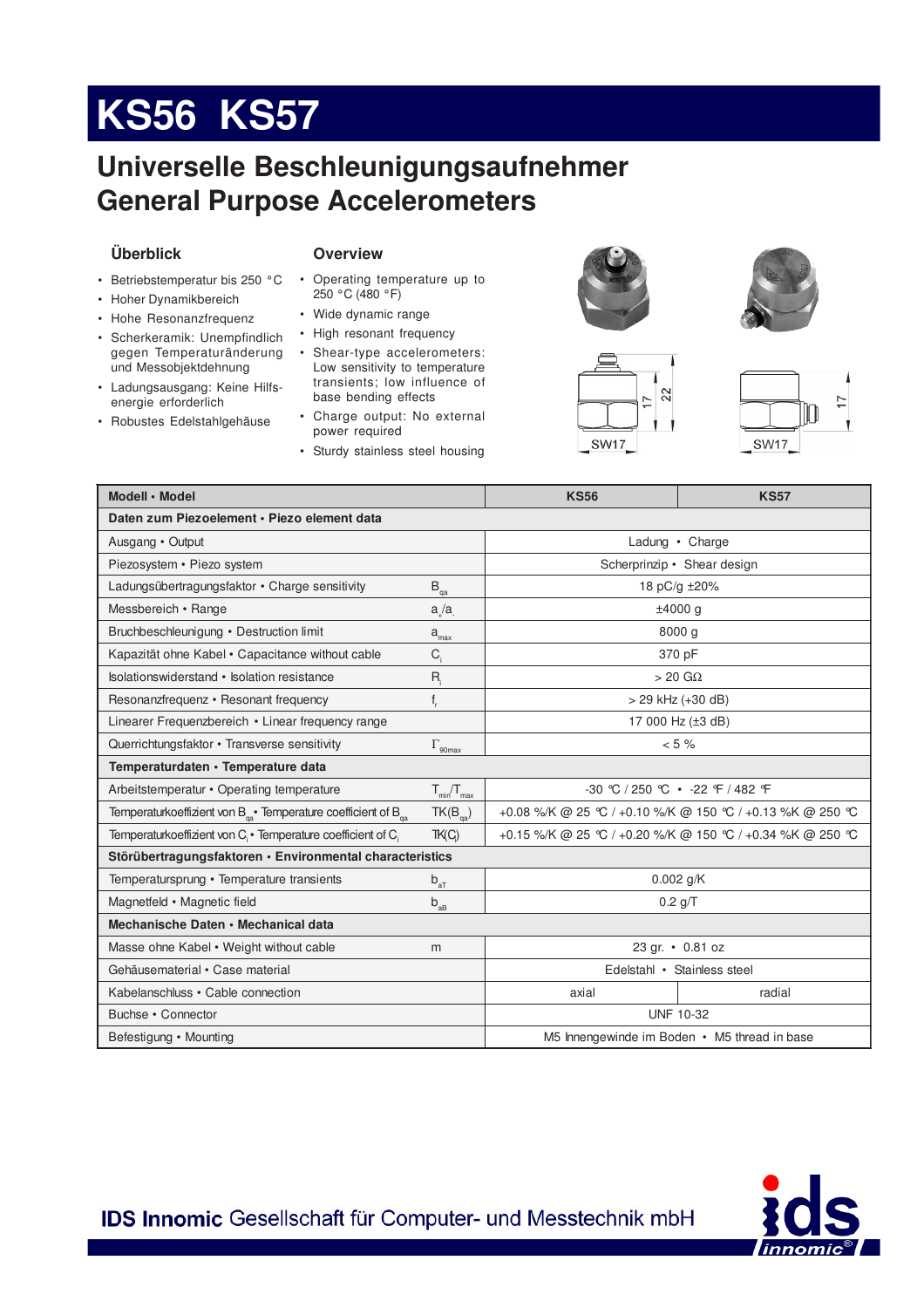# KS56 KS57

## Universelle Beschleunigungsaufnehmer
## General Purpose Accelerometers

### Überblick

- Betriebstemperatur bis 250 °C
- Hoher Dynamikbereich
- Hohe Resonanzfrequenz
- Scherkeramik: Unempfindlich gegen Temperaturänderung und Messobjektdehnung
- Ladungsausgang: Keine Hilfsenergie erforderlich
- Robustes Edelstahlgehäuse

### Overview

- Operating temperature up to 250 °C (480 °F)
- Wide dynamic range
- High resonant frequency
- Shear-type accelerometers: Low sensitivity to temperature transients; low influence of base bending effects
- Charge output: No external power required
- Sturdy stainless steel housing

SW17 | 17 | 22 | SW17 | 17

| Modell • Model | | KS56 | KS57 |
|---|---|---|---|
| **Daten zum Piezoelement • Piezo element data** | | | |
| Ausgang • Output | | Ladung • Charge | |
| Piezosystem • Piezo system | | Scherprinzip • Shear design | |
| Ladungsübertragungsfaktor • Charge sensitivity | $B_{qa}$ | 18 pC/g ±20% | |
| Messbereich • Range | $a_+/a_-$ | ±4000 g | |
| Bruchbeschleunigung • Destruction limit | $a_{max}$ | 8000 g | |
| Kapazität ohne Kabel • Capacitance without cable | $C_i$ | 370 pF | |
| Isolationswiderstand • Isolation resistance | $R_i$ | > 20 GΩ | |
| Resonanzfrequenz • Resonant frequency | $f_r$ | > 29 kHz (+30 dB) | |
| Linearer Frequenzbereich • Linear frequency range | | 17 000 Hz (±3 dB) | |
| Querrichtungsfaktor • Transverse sensitivity | $\Gamma_{90max}$ | < 5 % | |
| **Temperaturdaten • Temperature data** | | | |
| Arbeitstemperatur • Operating temperature | $T_{min}/T_{max}$ | -30 °C / 250 °C • -22 °F / 482 °F | |
| Temperaturkoeffizient von $B_{qa}$ • Temperature coefficient of $B_{qa}$ | $TK(B_{qa})$ | +0.08 %/K @ 25 °C / +0.10 %/K @ 150 °C / +0.13 %K @ 250 °C | |
| Temperaturkoeffizient von $C_i$ • Temperature coefficient of $C_i$ | $TK(C_i)$ | +0.15 %/K @ 25 °C / +0.20 %/K @ 150 °C / +0.34 %K @ 250 °C | |
| **Störübertragungsfaktoren • Environmental characteristics** | | | |
| Temperatursprung • Temperature transients | $b_{aT}$ | 0.002 g/K | |
| Magnetfeld • Magnetic field | $b_{aB}$ | 0.2 g/T | |
| **Mechanische Daten • Mechanical data** | | | |
| Masse ohne Kabel • Weight without cable | m | 23 gr. • 0.81 oz | |
| Gehäusematerial • Case material | | Edelstahl • Stainless steel | |
| Kabelanschluss • Cable connection | | axial | radial |
| Buchse • Connector | | UNF 10-32 | |
| Befestigung • Mounting | | M5 Innengewinde im Boden • M5 thread in base | |

**IDS Innomic** Gesellschaft für Computer- und Messtechnik mbH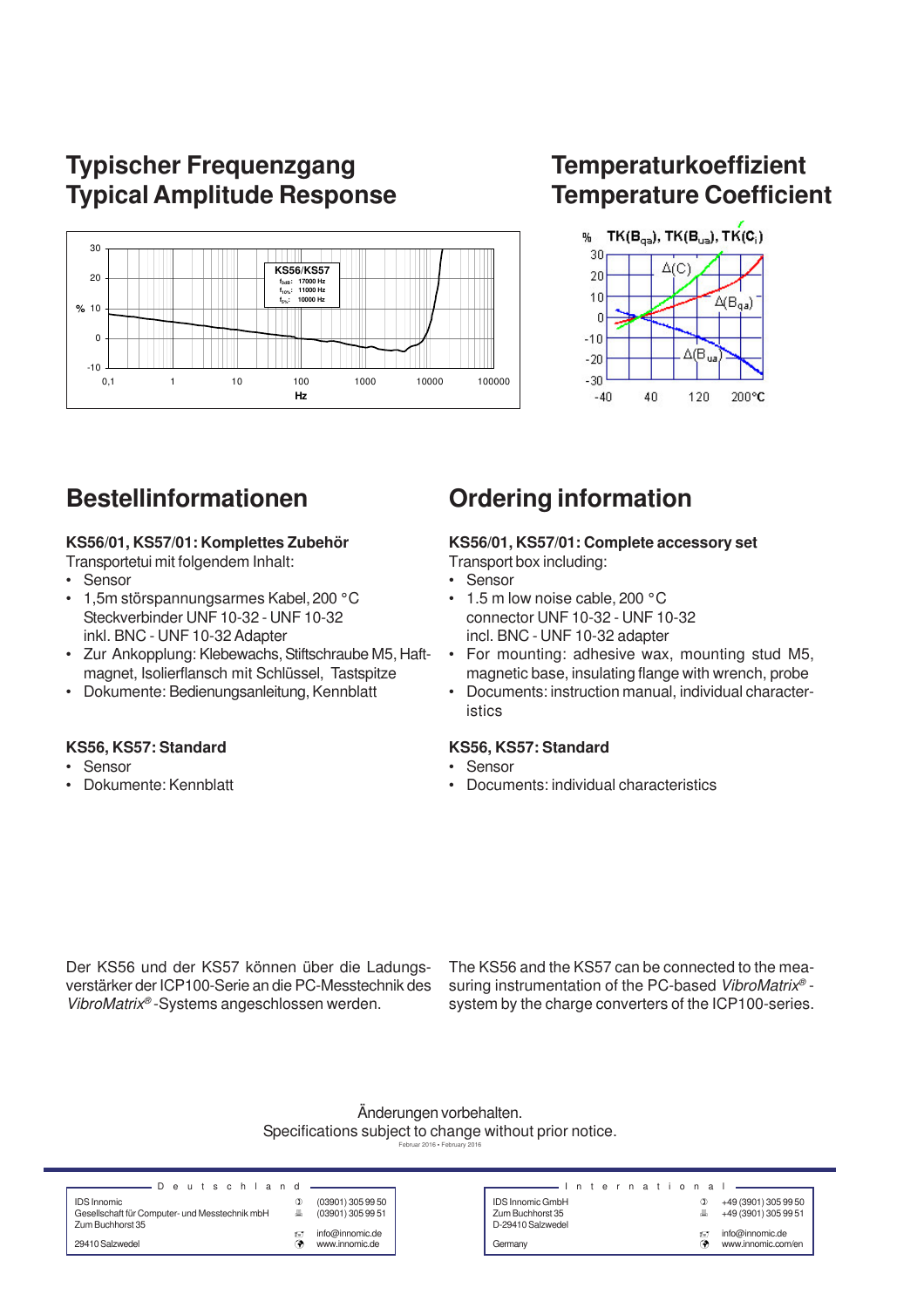## Typischer Frequenzgang
## Typical Amplitude Response

KS56/KS57
$f_{3dB}$: 17000 Hz
$f_{10\%}$: 11000 Hz
$f_{5\%}$: 10000 Hz

30
20
% 10
0
-10

0,1 1 10 100 1000 10000 100000
Hz

## Temperaturkoeffizient
## Temperature Coefficient

% TK($B_{qa}$), TK($B_{ua}$), TK($C_i$)

30
20
10
0
-10
-20
-30

Δ(C)
Δ($B_{qa}$)
Δ($B_{ua}$)

-40 40 120 200°C

## Bestellinformationen

**KS56/01, KS57/01: Komplettes Zubehör**

Transportetui mit folgendem Inhalt:

- Sensor
- 1,5m störspannungsarmes Kabel, 200 °C Steckverbinder UNF 10-32 - UNF 10-32 inkl. BNC - UNF 10-32 Adapter
- Zur Ankopplung: Klebewachs, Stiftschraube M5, Haftmagnet, Isolierflansch mit Schlüssel, Tastspitze
- Dokumente: Bedienungsanleitung, Kennblatt

**KS56, KS57: Standard**

- Sensor
- Dokumente: Kennblatt

Der KS56 und der KS57 können über die Ladungsverstärker der ICP100-Serie an die PC-Messtechnik des *VibroMatrix®*-Systems angeschlossen werden.

## Ordering information

**KS56/01, KS57/01: Complete accessory set**

Transport box including:

- Sensor
- 1.5 m low noise cable, 200 °C connector UNF 10-32 - UNF 10-32 incl. BNC - UNF 10-32 adapter
- For mounting: adhesive wax, mounting stud M5, magnetic base, insulating flange with wrench, probe
- Documents: instruction manual, individual characteristics

**KS56, KS57: Standard**

- Sensor
- Documents: individual characteristics

The KS56 and the KS57 can be connected to the measuring instrumentation of the PC-based *VibroMatrix®*-system by the charge converters of the ICP100-series.

Änderungen vorbehalten.
Specifications subject to change without notice.
Februar 2016 • February 2016

**Deutschland**

IDS Innomic
Gesellschaft für Computer- und Messtechnik mbH
Zum Buchhorst 35
29410 Salzwedel

(03901) 305 99 50
(03901) 305 99 51
info@innomic.de
www.innomic.de

**International**

IDS Innomic GmbH
Zum Buchhorst 35
D-29410 Salzwedel
Germany

+49 (3901) 305 99 50
+49 (3901) 305 99 51
info@innomic.de
www.innomic.com/en